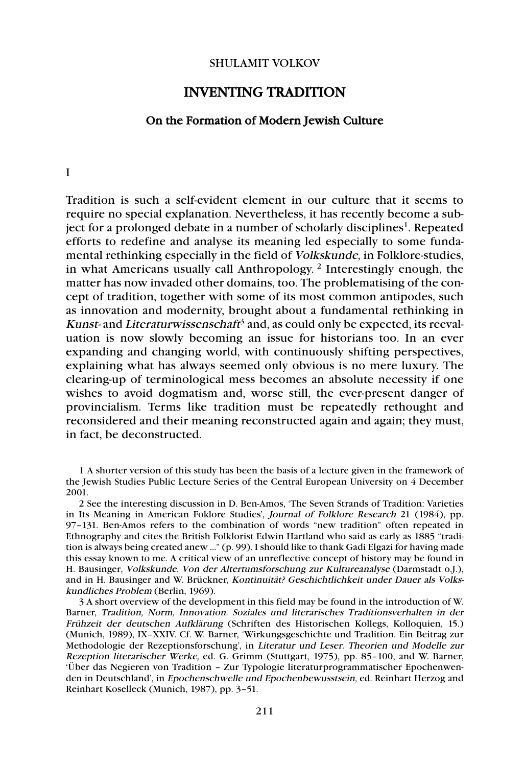SHULAMIT VOLKOV

# INVENTING TRADITION

## On the Formation of Modern Jewish Culture

### I

Tradition is such a self-evident element in our culture that it seems to require no special explanation. Nevertheless, it has recently become a subject for a prolonged debate in a number of scholarly disciplines[1]. Repeated efforts to redefine and analyse its meaning led especially to some fundamental rethinking especially in the field of *Volkskunde*, in Folklore-studies, in what Americans usually call Anthropology. [2] Interestingly enough, the matter has now invaded other domains, too. The problematising of the concept of tradition, together with some of its most common antipodes, such as innovation and modernity, brought about a fundamental rethinking in *Kunst-* and *Literaturwissenschaft*[3] and, as could only be expected, its reevaluation is now slowly becoming an issue for historians too. In an ever expanding and changing world, with continuously shifting perspectives, explaining what has always seemed only obvious is no mere luxury. The clearing-up of terminological mess becomes an absolute necessity if one wishes to avoid dogmatism and, worse still, the ever-present danger of provincialism. Terms like tradition must be repeatedly rethought and reconsidered and their meaning reconstructed again and again; they must, in fact, be deconstructed.

---

1 A shorter version of this study has been the basis of a lecture given in the framework of the Jewish Studies Public Lecture Series of the Central European University on 4 December 2001.

2 See the interesting discussion in D. Ben-Amos, 'The Seven Strands of Tradition: Varieties in Its Meaning in American Foklore Studies', *Journal of Folklore Research* 21 (1984), pp. 97–131. Ben-Amos refers to the combination of words "new tradition" often repeated in Ethnography and cites the British Folklorist Edwin Hartland who said as early as 1885 "tradition is always being created anew ..." (p. 99). I should like to thank Gadi Elgazi for having made this essay known to me. A critical view of an unreflective concept of history may be found in H. Bausinger, *Volkskunde. Von der Altertumsforschung zur Kultureanalyse* (Darmstadt o.J.), and in H. Bausinger and W. Brückner, *Kontinuität? Geschichtlichkeit under Dauer als Volkskundliches Problem* (Berlin, 1969).

3 A short overview of the development in this field may be found in the introduction of W. Barner, *Tradition, Norm, Innovation. Soziales und literarisches Traditionsverhalten in der Frühzeit der deutschen Aufklärung* (Schriften des Historischen Kollegs, Kolloquien, 15.) (Munich, 1989), IX–XXIV. Cf. W. Barner, 'Wirkungsgeschichte und Tradition. Ein Beitrag zur Methodologie der Rezeptionsforschung', in *Literatur und Leser. Theorien und Modelle zur Rezeption literarischer Werke,* ed. G. Grimm (Stuttgart, 1975), pp. 85–100, and W. Barner, 'Über das Negieren von Tradition – Zur Typologie literaturprogrammatischer Epochenwenden in Deutschland', in *Epochenschwelle und Epochenbewusstsein,* ed. Reinhart Herzog and Reinhart Koselleck (Munich, 1987), pp. 3–51.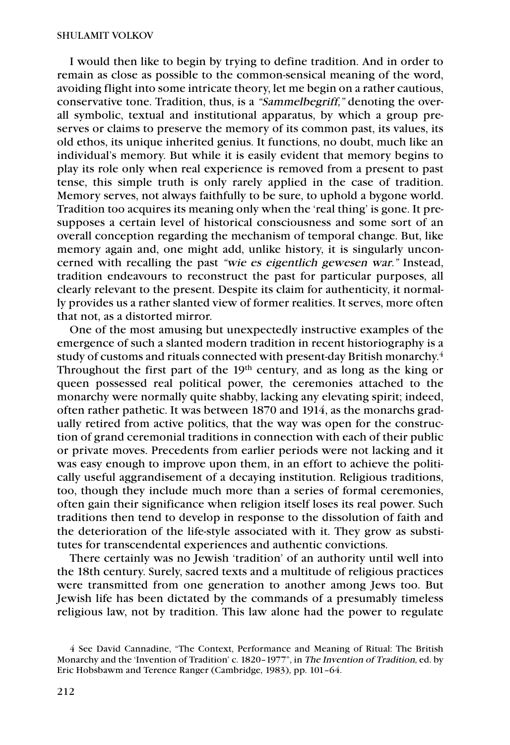I would then like to begin by trying to define tradition. And in order to remain as close as possible to the common-sensical meaning of the word, avoiding flight into some intricate theory, let me begin on a rather cautious, conservative tone. Tradition, thus, is a *"Sammelbegriff,"* denoting the overall symbolic, textual and institutional apparatus, by which a group preserves or claims to preserve the memory of its common past, its values, its old ethos, its unique inherited genius. It functions, no doubt, much like an individual's memory. But while it is easily evident that memory begins to play its role only when real experience is removed from a present to past tense, this simple truth is only rarely applied in the case of tradition. Memory serves, not always faithfully to be sure, to uphold a bygone world. Tradition too acquires its meaning only when the 'real thing' is gone. It presupposes a certain level of historical consciousness and some sort of an overall conception regarding the mechanism of temporal change. But, like memory again and, one might add, unlike history, it is singularly unconcerned with recalling the past *"wie es eigentlich gewesen war."* Instead, tradition endeavours to reconstruct the past for particular purposes, all clearly relevant to the present. Despite its claim for authenticity, it normally provides us a rather slanted view of former realities. It serves, more often that not, as a distorted mirror.

One of the most amusing but unexpectedly instructive examples of the emergence of such a slanted modern tradition in recent historiography is a study of customs and rituals connected with present-day British monarchy.[4] Throughout the first part of the 19th century, and as long as the king or queen possessed real political power, the ceremonies attached to the monarchy were normally quite shabby, lacking any elevating spirit; indeed, often rather pathetic. It was between 1870 and 1914, as the monarchs gradually retired from active politics, that the way was open for the construction of grand ceremonial traditions in connection with each of their public or private moves. Precedents from earlier periods were not lacking and it was easy enough to improve upon them, in an effort to achieve the politically useful aggrandisement of a decaying institution. Religious traditions, too, though they include much more than a series of formal ceremonies, often gain their significance when religion itself loses its real power. Such traditions then tend to develop in response to the dissolution of faith and the deterioration of the life-style associated with it. They grow as substitutes for transcendental experiences and authentic convictions.

There certainly was no Jewish 'tradition' of an authority until well into the 18th century. Surely, sacred texts and a multitude of religious practices were transmitted from one generation to another among Jews too. But Jewish life has been dictated by the commands of a presumably timeless religious law, not by tradition. This law alone had the power to regulate

4 See David Cannadine, "The Context, Performance and Meaning of Ritual: The British Monarchy and the 'Invention of Tradition' c. 1820–1977", in *The Invention of Tradition,* ed. by Eric Hobsbawm and Terence Ranger (Cambridge, 1983), pp. 101–64.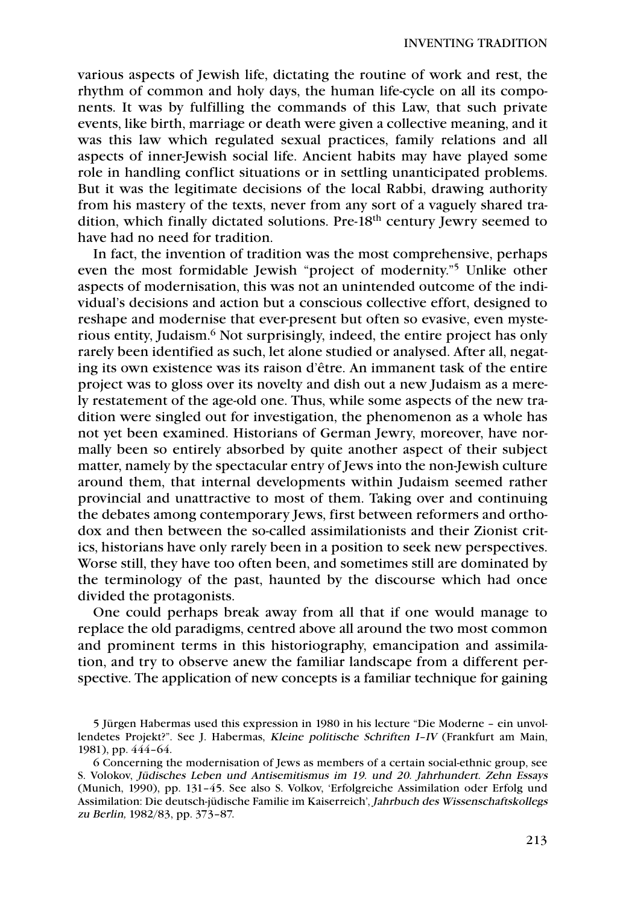various aspects of Jewish life, dictating the routine of work and rest, the rhythm of common and holy days, the human life-cycle on all its components. It was by fulfilling the commands of this Law, that such private events, like birth, marriage or death were given a collective meaning, and it was this law which regulated sexual practices, family relations and all aspects of inner-Jewish social life. Ancient habits may have played some role in handling conflict situations or in settling unanticipated problems. But it was the legitimate decisions of the local Rabbi, drawing authority from his mastery of the texts, never from any sort of a vaguely shared tradition, which finally dictated solutions. Pre-18th century Jewry seemed to have had no need for tradition.

In fact, the invention of tradition was the most comprehensive, perhaps even the most formidable Jewish "project of modernity."[5] Unlike other aspects of modernisation, this was not an unintended outcome of the individual's decisions and action but a conscious collective effort, designed to reshape and modernise that ever-present but often so evasive, even mysterious entity, Judaism.[6] Not surprisingly, indeed, the entire project has only rarely been identified as such, let alone studied or analysed. After all, negating its own existence was its raison d'être. An immanent task of the entire project was to gloss over its novelty and dish out a new Judaism as a merely restatement of the age-old one. Thus, while some aspects of the new tradition were singled out for investigation, the phenomenon as a whole has not yet been examined. Historians of German Jewry, moreover, have normally been so entirely absorbed by quite another aspect of their subject matter, namely by the spectacular entry of Jews into the non-Jewish culture around them, that internal developments within Judaism seemed rather provincial and unattractive to most of them. Taking over and continuing the debates among contemporary Jews, first between reformers and orthodox and then between the so-called assimilationists and their Zionist critics, historians have only rarely been in a position to seek new perspectives. Worse still, they have too often been, and sometimes still are dominated by the terminology of the past, haunted by the discourse which had once divided the protagonists.

One could perhaps break away from all that if one would manage to replace the old paradigms, centred above all around the two most common and prominent terms in this historiography, emancipation and assimilation, and try to observe anew the familiar landscape from a different perspective. The application of new concepts is a familiar technique for gaining

5 Jürgen Habermas used this expression in 1980 in his lecture "Die Moderne – ein unvollendetes Projekt?". See J. Habermas, *Kleine politische Schriften I–IV* (Frankfurt am Main, 1981), pp. 444–64.

6 Concerning the modernisation of Jews as members of a certain social-ethnic group, see S. Volokov, *Jüdisches Leben und Antisemitismus im 19. und 20. Jahrhundert. Zehn Essays* (Munich, 1990), pp. 131–45. See also S. Volkov, 'Erfolgreiche Assimilation oder Erfolg und Assimilation: Die deutsch-jüdische Familie im Kaiserreich', *Jahrbuch des Wissenschaftskollegs zu Berlin,* 1982/83, pp. 373–87.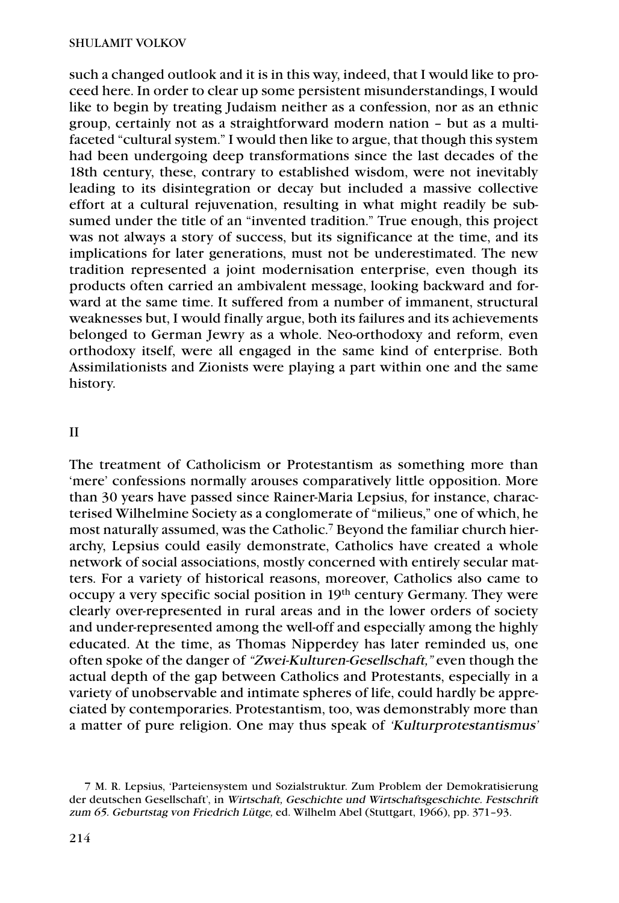such a changed outlook and it is in this way, indeed, that I would like to proceed here. In order to clear up some persistent misunderstandings, I would like to begin by treating Judaism neither as a confession, nor as an ethnic group, certainly not as a straightforward modern nation – but as a multifaceted "cultural system." I would then like to argue, that though this system had been undergoing deep transformations since the last decades of the 18th century, these, contrary to established wisdom, were not inevitably leading to its disintegration or decay but included a massive collective effort at a cultural rejuvenation, resulting in what might readily be subsumed under the title of an "invented tradition." True enough, this project was not always a story of success, but its significance at the time, and its implications for later generations, must not be underestimated. The new tradition represented a joint modernisation enterprise, even though its products often carried an ambivalent message, looking backward and forward at the same time. It suffered from a number of immanent, structural weaknesses but, I would finally argue, both its failures and its achievements belonged to German Jewry as a whole. Neo-orthodoxy and reform, even orthodoxy itself, were all engaged in the same kind of enterprise. Both Assimilationists and Zionists were playing a part within one and the same history.

## II

The treatment of Catholicism or Protestantism as something more than 'mere' confessions normally arouses comparatively little opposition. More than 30 years have passed since Rainer-Maria Lepsius, for instance, characterised Wilhelmine Society as a conglomerate of "milieus," one of which, he most naturally assumed, was the Catholic.[7] Beyond the familiar church hierarchy, Lepsius could easily demonstrate, Catholics have created a whole network of social associations, mostly concerned with entirely secular matters. For a variety of historical reasons, moreover, Catholics also came to occupy a very specific social position in 19th century Germany. They were clearly over-represented in rural areas and in the lower orders of society and under-represented among the well-off and especially among the highly educated. At the time, as Thomas Nipperdey has later reminded us, one often spoke of the danger of *"Zwei-Kulturen-Gesellschaft,"* even though the actual depth of the gap between Catholics and Protestants, especially in a variety of unobservable and intimate spheres of life, could hardly be appreciated by contemporaries. Protestantism, too, was demonstrably more than a matter of pure religion. One may thus speak of *'Kulturprotestantismus'*

7 M. R. Lepsius, 'Parteiensystem und Sozialstruktur. Zum Problem der Demokratisierung der deutschen Gesellschaft', in *Wirtschaft, Geschichte und Wirtschaftsgeschichte. Festschrift zum 65. Geburtstag von Friedrich Lütge,* ed. Wilhelm Abel (Stuttgart, 1966), pp. 371–93.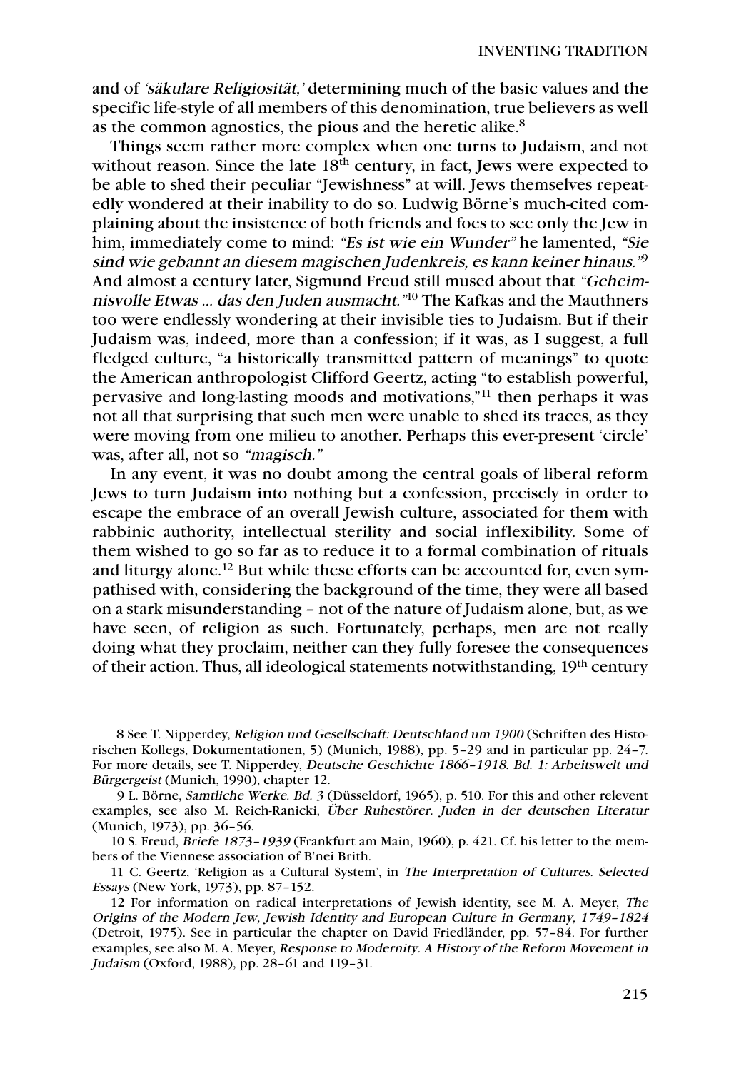and of *'säkulare Religiosität,'* determining much of the basic values and the specific life-style of all members of this denomination, true believers as well as the common agnostics, the pious and the heretic alike.[8]

Things seem rather more complex when one turns to Judaism, and not without reason. Since the late 18th century, in fact, Jews were expected to be able to shed their peculiar "Jewishness" at will. Jews themselves repeatedly wondered at their inability to do so. Ludwig Börne's much-cited complaining about the insistence of both friends and foes to see only the Jew in him, immediately come to mind: *"Es ist wie ein Wunder"* he lamented, *"Sie sind wie gebannt an diesem magischen Judenkreis, es kann keiner hinaus."*[9] And almost a century later, Sigmund Freud still mused about that *"Geheimnisvolle Etwas ... das den Juden ausmacht."*[10] The Kafkas and the Mauthners too were endlessly wondering at their invisible ties to Judaism. But if their Judaism was, indeed, more than a confession; if it was, as I suggest, a full fledged culture, "a historically transmitted pattern of meanings" to quote the American anthropologist Clifford Geertz, acting "to establish powerful, pervasive and long-lasting moods and motivations,"[11] then perhaps it was not all that surprising that such men were unable to shed its traces, as they were moving from one milieu to another. Perhaps this ever-present 'circle' was, after all, not so *"magisch."*

In any event, it was no doubt among the central goals of liberal reform Jews to turn Judaism into nothing but a confession, precisely in order to escape the embrace of an overall Jewish culture, associated for them with rabbinic authority, intellectual sterility and social inflexibility. Some of them wished to go so far as to reduce it to a formal combination of rituals and liturgy alone.[12] But while these efforts can be accounted for, even sympathised with, considering the background of the time, they were all based on a stark misunderstanding – not of the nature of Judaism alone, but, as we have seen, of religion as such. Fortunately, perhaps, men are not really doing what they proclaim, neither can they fully foresee the consequences of their action. Thus, all ideological statements notwithstanding, 19th century

8 See T. Nipperdey, *Religion und Gesellschaft: Deutschland um 1900* (Schriften des Historischen Kollegs, Dokumentationen, 5) (Munich, 1988), pp. 5–29 and in particular pp. 24–7. For more details, see T. Nipperdey, *Deutsche Geschichte 1866–1918. Bd. 1: Arbeitswelt und Bürgergeist* (Munich, 1990), chapter 12.

9 L. Börne, *Samtliche Werke. Bd. 3* (Düsseldorf, 1965), p. 510. For this and other relevent examples, see also M. Reich-Ranicki, *Über Ruhestörer. Juden in der deutschen Literatur* (Munich, 1973), pp. 36–56.

10 S. Freud, *Briefe 1873–1939* (Frankfurt am Main, 1960), p. 421. Cf. his letter to the members of the Viennese association of B'nei Brith.

11 C. Geertz, 'Religion as a Cultural System', in *The Interpretation of Cultures. Selected Essays* (New York, 1973), pp. 87–152.

12 For information on radical interpretations of Jewish identity, see M. A. Meyer, *The Origins of the Modern Jew, Jewish Identity and European Culture in Germany, 1749–1824* (Detroit, 1975). See in particular the chapter on David Friedländer, pp. 57–84. For further examples, see also M. A. Meyer, *Response to Modernity. A History of the Reform Movement in Judaism* (Oxford, 1988), pp. 28–61 and 119–31.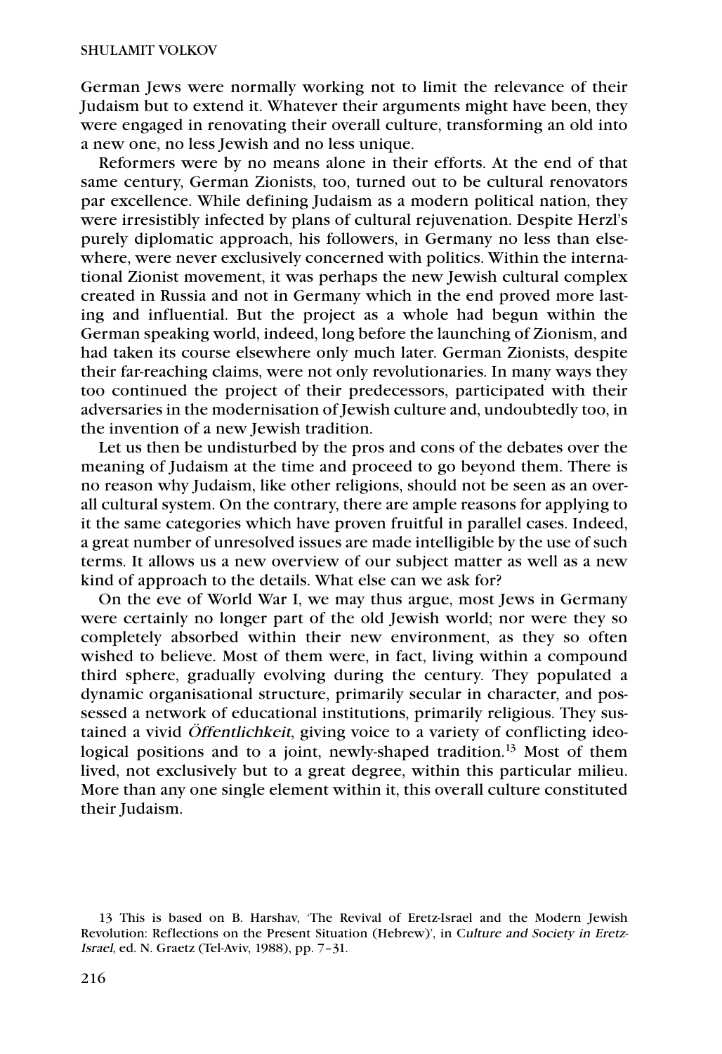German Jews were normally working not to limit the relevance of their Judaism but to extend it. Whatever their arguments might have been, they were engaged in renovating their overall culture, transforming an old into a new one, no less Jewish and no less unique.

Reformers were by no means alone in their efforts. At the end of that same century, German Zionists, too, turned out to be cultural renovators par excellence. While defining Judaism as a modern political nation, they were irresistibly infected by plans of cultural rejuvenation. Despite Herzl's purely diplomatic approach, his followers, in Germany no less than elsewhere, were never exclusively concerned with politics. Within the international Zionist movement, it was perhaps the new Jewish cultural complex created in Russia and not in Germany which in the end proved more lasting and influential. But the project as a whole had begun within the German speaking world, indeed, long before the launching of Zionism, and had taken its course elsewhere only much later. German Zionists, despite their far-reaching claims, were not only revolutionaries. In many ways they too continued the project of their predecessors, participated with their adversaries in the modernisation of Jewish culture and, undoubtedly too, in the invention of a new Jewish tradition.

Let us then be undisturbed by the pros and cons of the debates over the meaning of Judaism at the time and proceed to go beyond them. There is no reason why Judaism, like other religions, should not be seen as an overall cultural system. On the contrary, there are ample reasons for applying to it the same categories which have proven fruitful in parallel cases. Indeed, a great number of unresolved issues are made intelligible by the use of such terms. It allows us a new overview of our subject matter as well as a new kind of approach to the details. What else can we ask for?

On the eve of World War I, we may thus argue, most Jews in Germany were certainly no longer part of the old Jewish world; nor were they so completely absorbed within their new environment, as they so often wished to believe. Most of them were, in fact, living within a compound third sphere, gradually evolving during the century. They populated a dynamic organisational structure, primarily secular in character, and possessed a network of educational institutions, primarily religious. They sustained a vivid *Öffentlichkeit*, giving voice to a variety of conflicting ideological positions and to a joint, newly-shaped tradition.[13] Most of them lived, not exclusively but to a great degree, within this particular milieu. More than any one single element within it, this overall culture constituted their Judaism.

13 This is based on B. Harshav, 'The Revival of Eretz-Israel and the Modern Jewish Revolution: Reflections on the Present Situation (Hebrew)', in *Culture and Society in Eretz-Israel*, ed. N. Graetz (Tel-Aviv, 1988), pp. 7–31.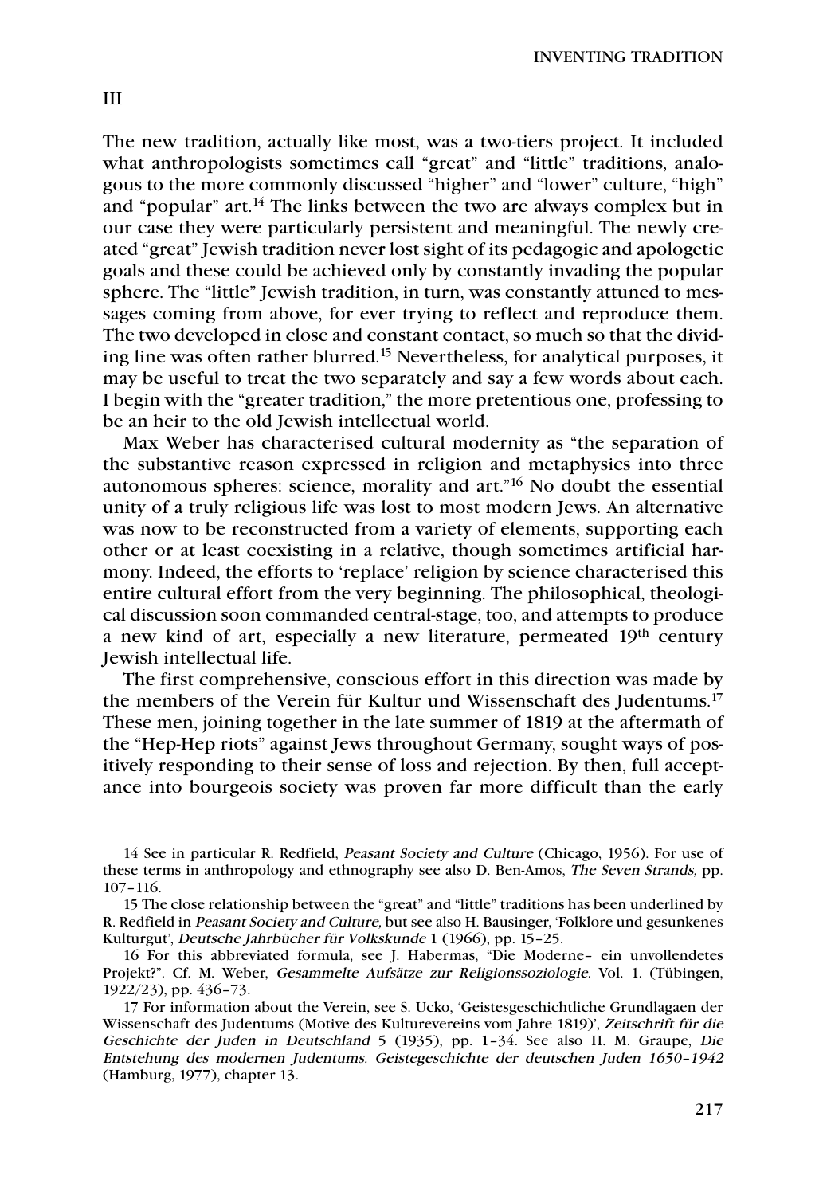## III

The new tradition, actually like most, was a two-tiers project. It included what anthropologists sometimes call "great" and "little" traditions, analogous to the more commonly discussed "higher" and "lower" culture, "high" and "popular" art.[14] The links between the two are always complex but in our case they were particularly persistent and meaningful. The newly created "great" Jewish tradition never lost sight of its pedagogic and apologetic goals and these could be achieved only by constantly invading the popular sphere. The "little" Jewish tradition, in turn, was constantly attuned to messages coming from above, for ever trying to reflect and reproduce them. The two developed in close and constant contact, so much so that the dividing line was often rather blurred.[15] Nevertheless, for analytical purposes, it may be useful to treat the two separately and say a few words about each. I begin with the "greater tradition," the more pretentious one, professing to be an heir to the old Jewish intellectual world.

Max Weber has characterised cultural modernity as "the separation of the substantive reason expressed in religion and metaphysics into three autonomous spheres: science, morality and art."[16] No doubt the essential unity of a truly religious life was lost to most modern Jews. An alternative was now to be reconstructed from a variety of elements, supporting each other or at least coexisting in a relative, though sometimes artificial harmony. Indeed, the efforts to 'replace' religion by science characterised this entire cultural effort from the very beginning. The philosophical, theological discussion soon commanded central-stage, too, and attempts to produce a new kind of art, especially a new literature, permeated 19th century Jewish intellectual life.

The first comprehensive, conscious effort in this direction was made by the members of the Verein für Kultur und Wissenschaft des Judentums.[17] These men, joining together in the late summer of 1819 at the aftermath of the "Hep-Hep riots" against Jews throughout Germany, sought ways of positively responding to their sense of loss and rejection. By then, full acceptance into bourgeois society was proven far more difficult than the early

---

14 See in particular R. Redfield, *Peasant Society and Culture* (Chicago, 1956). For use of these terms in anthropology and ethnography see also D. Ben-Amos, *The Seven Strands,* pp. 107–116.

15 The close relationship between the "great" and "little" traditions has been underlined by R. Redfield in *Peasant Society and Culture,* but see also H. Bausinger, 'Folklore und gesunkenes Kulturgut', *Deutsche Jahrbücher für Volkskunde* 1 (1966), pp. 15–25.

16 For this abbreviated formula, see J. Habermas, "Die Moderne– ein unvollendetes Projekt?". Cf. M. Weber, *Gesammelte Aufsätze zur Religionssoziologie.* Vol. 1. (Tübingen, 1922/23), pp. 436–73.

17 For information about the Verein, see S. Ucko, 'Geistesgeschichtliche Grundlagaen der Wissenschaft des Judentums (Motive des Kulturevereins vom Jahre 1819)', *Zeitschrift für die Geschichte der Juden in Deutschland* 5 (1935), pp. 1–34. See also H. M. Graupe, *Die Entstehung des modernen Judentums. Geistegeschichte der deutschen Juden 1650–1942* (Hamburg, 1977), chapter 13.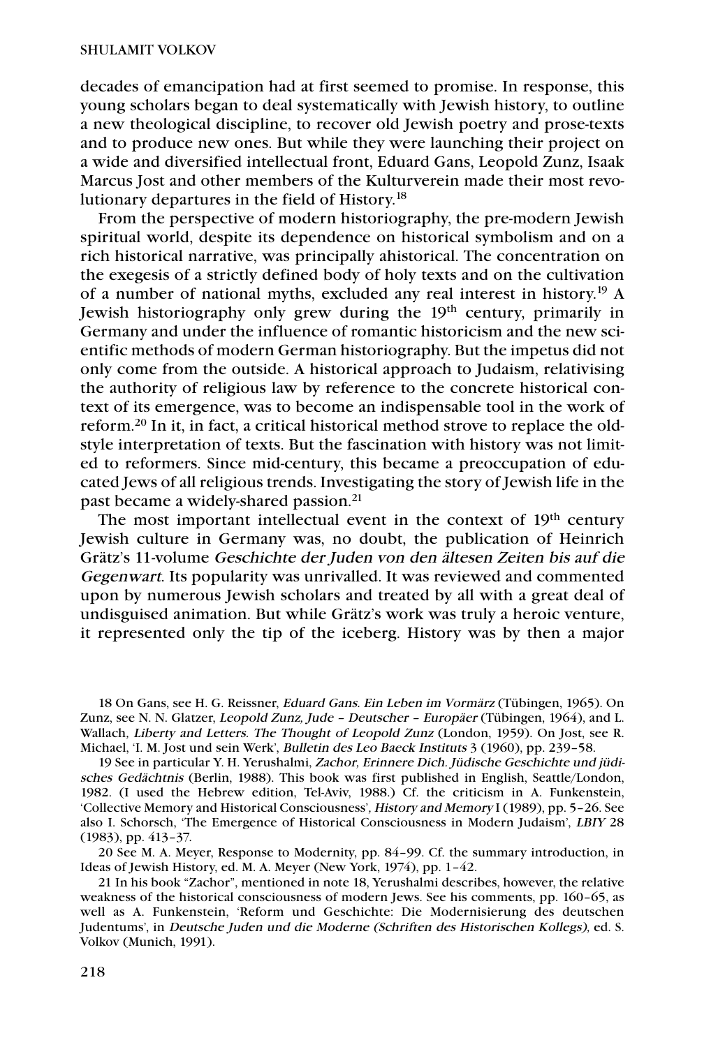decades of emancipation had at first seemed to promise. In response, this young scholars began to deal systematically with Jewish history, to outline a new theological discipline, to recover old Jewish poetry and prose-texts and to produce new ones. But while they were launching their project on a wide and diversified intellectual front, Eduard Gans, Leopold Zunz, Isaak Marcus Jost and other members of the Kulturverein made their most revolutionary departures in the field of History.[18]

From the perspective of modern historiography, the pre-modern Jewish spiritual world, despite its dependence on historical symbolism and on a rich historical narrative, was principally ahistorical. The concentration on the exegesis of a strictly defined body of holy texts and on the cultivation of a number of national myths, excluded any real interest in history.[19] A Jewish historiography only grew during the 19th century, primarily in Germany and under the influence of romantic historicism and the new scientific methods of modern German historiography. But the impetus did not only come from the outside. A historical approach to Judaism, relativising the authority of religious law by reference to the concrete historical context of its emergence, was to become an indispensable tool in the work of reform.[20] In it, in fact, a critical historical method strove to replace the old-style interpretation of texts. But the fascination with history was not limited to reformers. Since mid-century, this became a preoccupation of educated Jews of all religious trends. Investigating the story of Jewish life in the past became a widely-shared passion.[21]

The most important intellectual event in the context of 19th century Jewish culture in Germany was, no doubt, the publication of Heinrich Grätz's 11-volume *Geschichte der Juden von den ältesen Zeiten bis auf die Gegenwart*. Its popularity was unrivalled. It was reviewed and commented upon by numerous Jewish scholars and treated by all with a great deal of undisguised animation. But while Grätz's work was truly a heroic venture, it represented only the tip of the iceberg. History was by then a major

---

18 On Gans, see H. G. Reissner, *Eduard Gans. Ein Leben im Vormärz* (Tübingen, 1965). On Zunz, see N. N. Glatzer, *Leopold Zunz, Jude – Deutscher – Europäer* (Tübingen, 1964), and L. Wallach, *Liberty and Letters. The Thought of Leopold Zunz* (London, 1959). On Jost, see R. Michael, 'I. M. Jost und sein Werk', *Bulletin des Leo Baeck Instituts* 3 (1960), pp. 239–58.

19 See in particular Y. H. Yerushalmi, *Zachor, Erinnere Dich. Jüdische Geschichte und jüdisches Gedächtnis* (Berlin, 1988). This book was first published in English, Seattle/London, 1982. (I used the Hebrew edition, Tel-Aviv, 1988.) Cf. the criticism in A. Funkenstein, 'Collective Memory and Historical Consciousness', *History and Memory* I (1989), pp. 5–26. See also I. Schorsch, 'The Emergence of Historical Consciousness in Modern Judaism', *LBIY* 28 (1983), pp. 413–37.

20 See M. A. Meyer, Response to Modernity, pp. 84–99. Cf. the summary introduction, in Ideas of Jewish History, ed. M. A. Meyer (New York, 1974), pp. 1–42.

21 In his book "Zachor", mentioned in note 18, Yerushalmi describes, however, the relative weakness of the historical consciousness of modern Jews. See his comments, pp. 160–65, as well as A. Funkenstein, 'Reform und Geschichte: Die Modernisierung des deutschen Judentums', in *Deutsche Juden und die Moderne (Schriften des Historischen Kollegs),* ed. S. Volkov (Munich, 1991).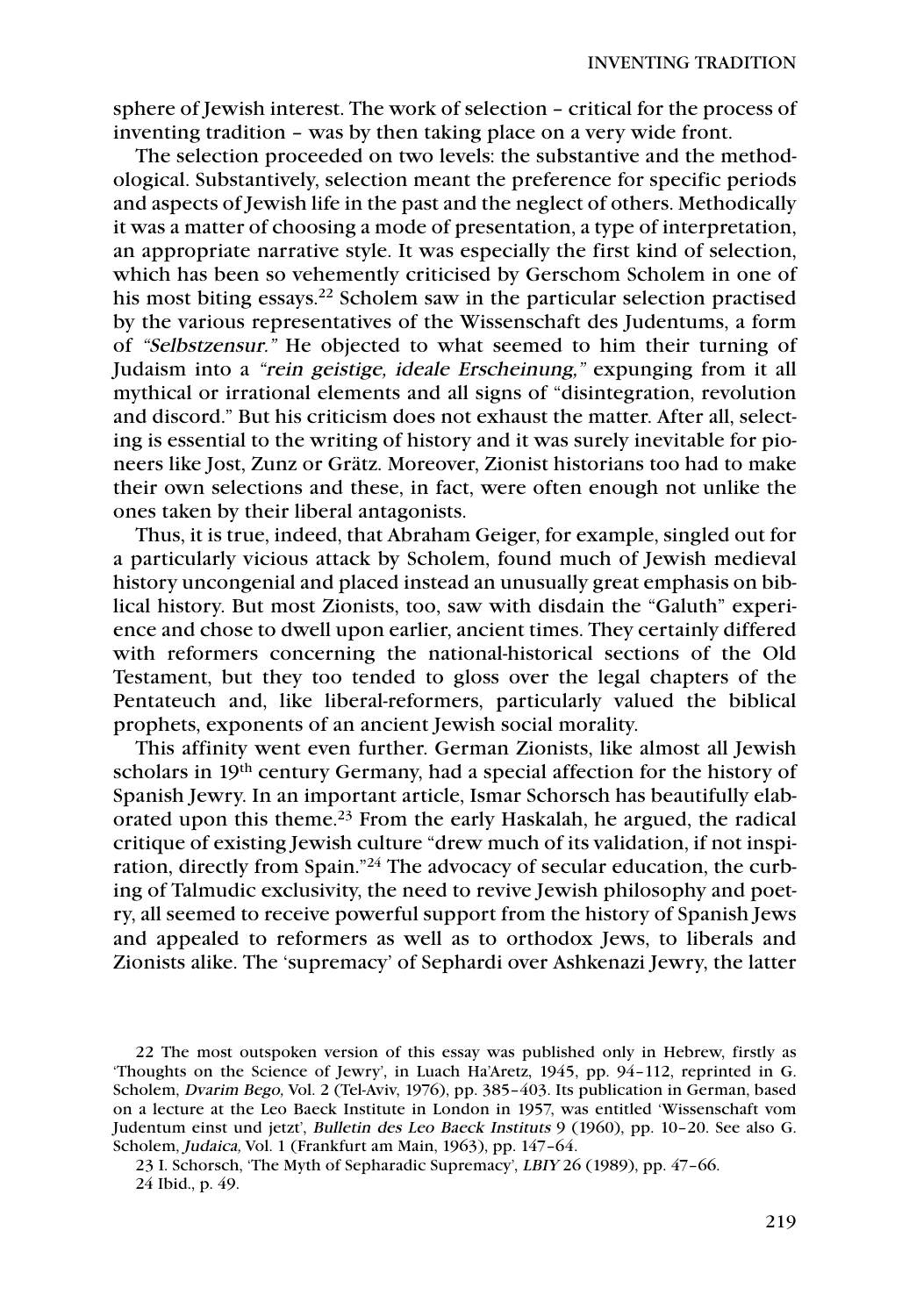sphere of Jewish interest. The work of selection – critical for the process of inventing tradition – was by then taking place on a very wide front.

The selection proceeded on two levels: the substantive and the methodological. Substantively, selection meant the preference for specific periods and aspects of Jewish life in the past and the neglect of others. Methodically it was a matter of choosing a mode of presentation, a type of interpretation, an appropriate narrative style. It was especially the first kind of selection, which has been so vehemently criticised by Gerschom Scholem in one of his most biting essays.[22] Scholem saw in the particular selection practised by the various representatives of the Wissenschaft des Judentums, a form of *"Selbstzensur."* He objected to what seemed to him their turning of Judaism into a *"rein geistige, ideale Erscheinung,"* expunging from it all mythical or irrational elements and all signs of "disintegration, revolution and discord." But his criticism does not exhaust the matter. After all, selecting is essential to the writing of history and it was surely inevitable for pioneers like Jost, Zunz or Grätz. Moreover, Zionist historians too had to make their own selections and these, in fact, were often enough not unlike the ones taken by their liberal antagonists.

Thus, it is true, indeed, that Abraham Geiger, for example, singled out for a particularly vicious attack by Scholem, found much of Jewish medieval history uncongenial and placed instead an unusually great emphasis on biblical history. But most Zionists, too, saw with disdain the "Galuth" experience and chose to dwell upon earlier, ancient times. They certainly differed with reformers concerning the national-historical sections of the Old Testament, but they too tended to gloss over the legal chapters of the Pentateuch and, like liberal-reformers, particularly valued the biblical prophets, exponents of an ancient Jewish social morality.

This affinity went even further. German Zionists, like almost all Jewish scholars in 19th century Germany, had a special affection for the history of Spanish Jewry. In an important article, Ismar Schorsch has beautifully elaborated upon this theme.[23] From the early Haskalah, he argued, the radical critique of existing Jewish culture "drew much of its validation, if not inspiration, directly from Spain."[24] The advocacy of secular education, the curbing of Talmudic exclusivity, the need to revive Jewish philosophy and poetry, all seemed to receive powerful support from the history of Spanish Jews and appealed to reformers as well as to orthodox Jews, to liberals and Zionists alike. The 'supremacy' of Sephardi over Ashkenazi Jewry, the latter

22 The most outspoken version of this essay was published only in Hebrew, firstly as 'Thoughts on the Science of Jewry', in Luach Ha'Aretz, 1945, pp. 94–112, reprinted in G. Scholem, *Dvarim Bego,* Vol. 2 (Tel-Aviv, 1976), pp. 385–403. Its publication in German, based on a lecture at the Leo Baeck Institute in London in 1957, was entitled 'Wissenschaft vom Judentum einst und jetzt', *Bulletin des Leo Baeck Instituts* 9 (1960), pp. 10–20. See also G. Scholem, *Judaica,* Vol. 1 (Frankfurt am Main, 1963), pp. 147–64.

23 I. Schorsch, 'The Myth of Sepharadic Supremacy', *LBIY* 26 (1989), pp. 47–66.

24 Ibid., p. 49.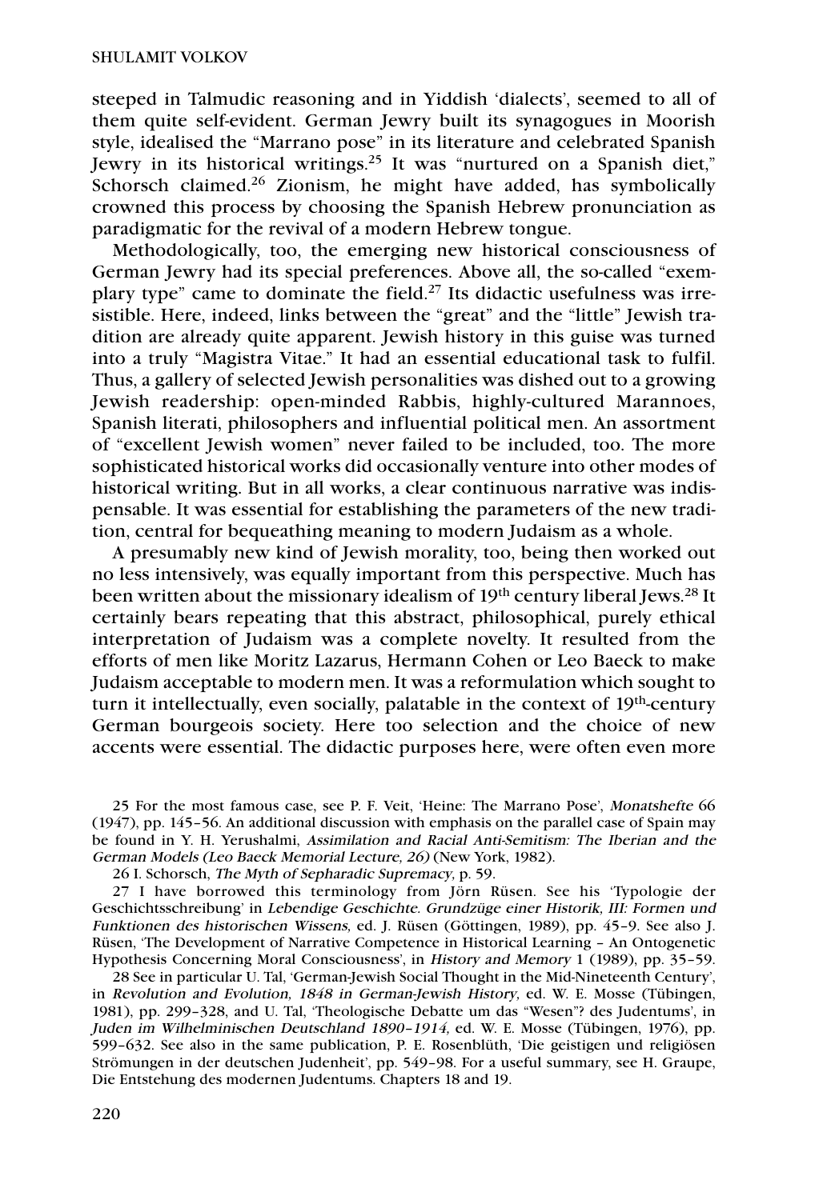steeped in Talmudic reasoning and in Yiddish 'dialects', seemed to all of them quite self-evident. German Jewry built its synagogues in Moorish style, idealised the "Marrano pose" in its literature and celebrated Spanish Jewry in its historical writings.[25] It was "nurtured on a Spanish diet," Schorsch claimed.[26] Zionism, he might have added, has symbolically crowned this process by choosing the Spanish Hebrew pronunciation as paradigmatic for the revival of a modern Hebrew tongue.

Methodologically, too, the emerging new historical consciousness of German Jewry had its special preferences. Above all, the so-called "exemplary type" came to dominate the field.[27] Its didactic usefulness was irresistible. Here, indeed, links between the "great" and the "little" Jewish tradition are already quite apparent. Jewish history in this guise was turned into a truly "Magistra Vitae." It had an essential educational task to fulfil. Thus, a gallery of selected Jewish personalities was dished out to a growing Jewish readership: open-minded Rabbis, highly-cultured Marannoes, Spanish literati, philosophers and influential political men. An assortment of "excellent Jewish women" never failed to be included, too. The more sophisticated historical works did occasionally venture into other modes of historical writing. But in all works, a clear continuous narrative was indispensable. It was essential for establishing the parameters of the new tradition, central for bequeathing meaning to modern Judaism as a whole.

A presumably new kind of Jewish morality, too, being then worked out no less intensively, was equally important from this perspective. Much has been written about the missionary idealism of 19th century liberal Jews.[28] It certainly bears repeating that this abstract, philosophical, purely ethical interpretation of Judaism was a complete novelty. It resulted from the efforts of men like Moritz Lazarus, Hermann Cohen or Leo Baeck to make Judaism acceptable to modern men. It was a reformulation which sought to turn it intellectually, even socially, palatable in the context of 19th-century German bourgeois society. Here too selection and the choice of new accents were essential. The didactic purposes here, were often even more

25 For the most famous case, see P. F. Veit, 'Heine: The Marrano Pose', *Monatshefte* 66 (1947), pp. 145–56. An additional discussion with emphasis on the parallel case of Spain may be found in Y. H. Yerushalmi, *Assimilation and Racial Anti-Semitism: The Iberian and the German Models (Leo Baeck Memorial Lecture, 26)* (New York, 1982).

26 I. Schorsch, *The Myth of Sepharadic Supremacy,* p. 59.

27 I have borrowed this terminology from Jörn Rüsen. See his 'Typologie der Geschichtsschreibung' in *Lebendige Geschichte. Grundzüge einer Historik, III: Formen und Funktionen des historischen Wissens,* ed. J. Rüsen (Göttingen, 1989), pp. 45–9. See also J. Rüsen, 'The Development of Narrative Competence in Historical Learning – An Ontogenetic Hypothesis Concerning Moral Consciousness', in *History and Memory* 1 (1989), pp. 35–59.

28 See in particular U. Tal, 'German-Jewish Social Thought in the Mid-Nineteenth Century', in *Revolution and Evolution, 1848 in German-Jewish History,* ed. W. E. Mosse (Tübingen, 1981), pp. 299–328, and U. Tal, 'Theologische Debatte um das "Wesen"? des Judentums', in *Juden im Wilhelminischen Deutschland 1890–1914,* ed. W. E. Mosse (Tübingen, 1976), pp. 599–632. See also in the same publication, P. E. Rosenblüth, 'Die geistigen und religiösen Strömungen in der deutschen Judenheit', pp. 549–98. For a useful summary, see H. Graupe, Die Entstehung des modernen Judentums. Chapters 18 and 19.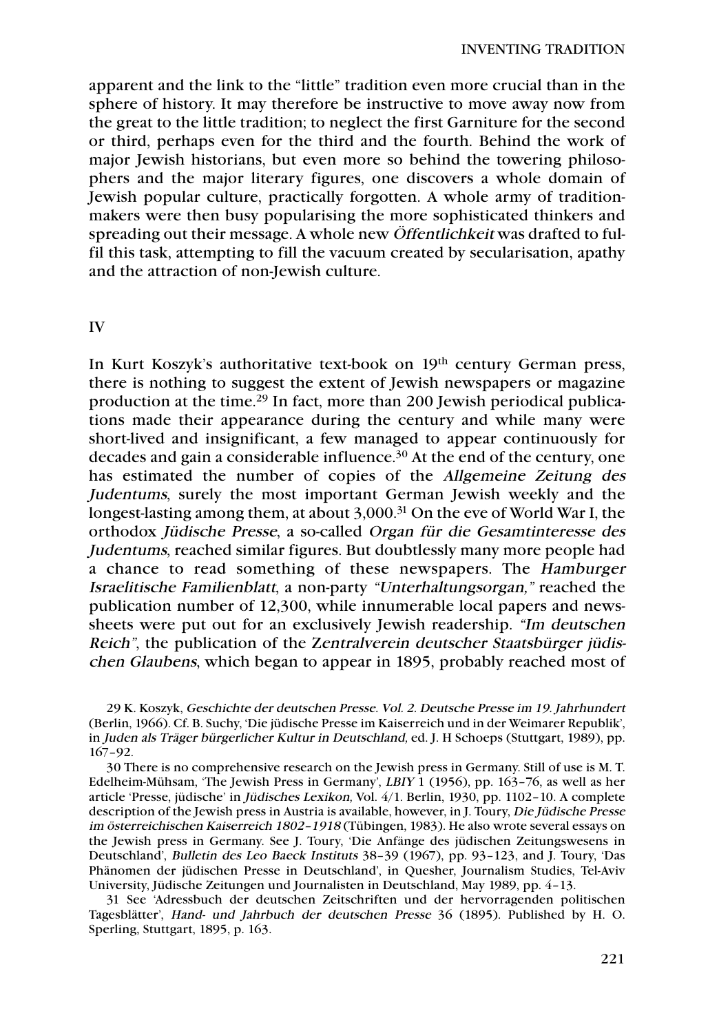apparent and the link to the "little" tradition even more crucial than in the sphere of history. It may therefore be instructive to move away now from the great to the little tradition; to neglect the first Garniture for the second or third, perhaps even for the third and the fourth. Behind the work of major Jewish historians, but even more so behind the towering philosophers and the major literary figures, one discovers a whole domain of Jewish popular culture, practically forgotten. A whole army of tradition-makers were then busy popularising the more sophisticated thinkers and spreading out their message. A whole new *Öffentlichkeit* was drafted to fulfil this task, attempting to fill the vacuum created by secularisation, apathy and the attraction of non-Jewish culture.

## IV

In Kurt Koszyk's authoritative text-book on 19th century German press, there is nothing to suggest the extent of Jewish newspapers or magazine production at the time.[29] In fact, more than 200 Jewish periodical publications made their appearance during the century and while many were short-lived and insignificant, a few managed to appear continuously for decades and gain a considerable influence.[30] At the end of the century, one has estimated the number of copies of the *Allgemeine Zeitung des Judentums*, surely the most important German Jewish weekly and the longest-lasting among them, at about 3,000.[31] On the eve of World War I, the orthodox *Jüdische Presse*, a so-called *Organ für die Gesamtinteresse des Judentums*, reached similar figures. But doubtlessly many more people had a chance to read something of these newspapers. The *Hamburger Israelitische Familienblatt*, a non-party *"Unterhaltungsorgan,"* reached the publication number of 12,300, while innumerable local papers and newssheets were put out for an exclusively Jewish readership. *"Im deutschen Reich"*, the publication of the *Zentralverein deutscher Staatsbürger jüdischen Glaubens*, which began to appear in 1895, probably reached most of

29 K. Koszyk, *Geschichte der deutschen Presse. Vol. 2. Deutsche Presse im 19. Jahrhundert* (Berlin, 1966). Cf. B. Suchy, 'Die jüdische Presse im Kaiserreich und in der Weimarer Republik', in *Juden als Träger bürgerlicher Kultur in Deutschland,* ed. J. H Schoeps (Stuttgart, 1989), pp. 167–92.

30 There is no comprehensive research on the Jewish press in Germany. Still of use is M. T. Edelheim-Mühsam, 'The Jewish Press in Germany', *LBIY* 1 (1956), pp. 163–76, as well as her article 'Presse, jüdische' in *Jüdisches Lexikon,* Vol. 4/1. Berlin, 1930, pp. 1102–10. A complete description of the Jewish press in Austria is available, however, in J. Toury, *Die Jüdische Presse im österreichischen Kaiserreich 1802–1918* (Tübingen, 1983). He also wrote several essays on the Jewish press in Germany. See J. Toury, 'Die Anfänge des jüdischen Zeitungswesens in Deutschland', *Bulletin des Leo Baeck Instituts* 38–39 (1967), pp. 93–123, and J. Toury, 'Das Phänomen der jüdischen Presse in Deutschland', in Quesher, Journalism Studies, Tel-Aviv University, Jüdische Zeitungen und Journalisten in Deutschland, May 1989, pp. 4–13.

31 See 'Adressbuch der deutschen Zeitschriften und der hervorragenden politischen Tagesblätter', *Hand- und Jahrbuch der deutschen Presse* 36 (1895). Published by H. O. Sperling, Stuttgart, 1895, p. 163.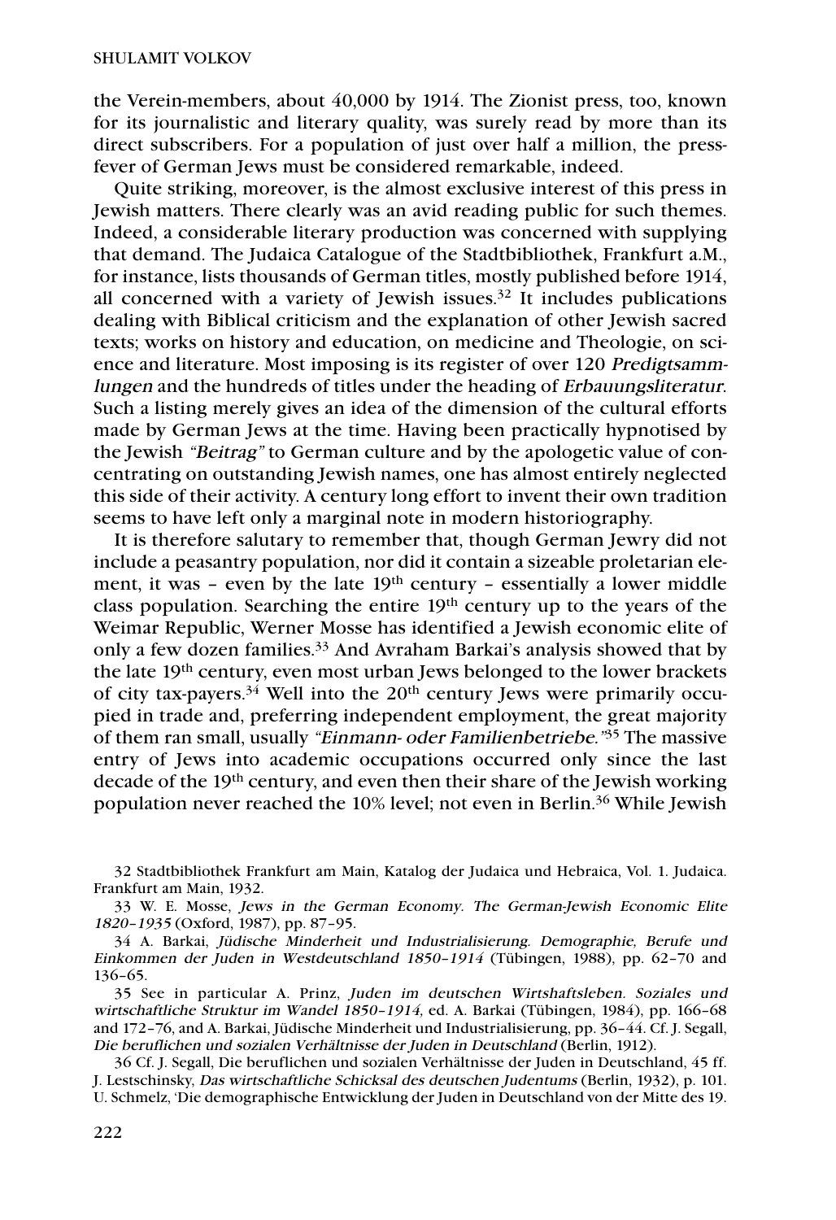the Verein-members, about 40,000 by 1914. The Zionist press, too, known for its journalistic and literary quality, was surely read by more than its direct subscribers. For a population of just over half a million, the press-fever of German Jews must be considered remarkable, indeed.

Quite striking, moreover, is the almost exclusive interest of this press in Jewish matters. There clearly was an avid reading public for such themes. Indeed, a considerable literary production was concerned with supplying that demand. The Judaica Catalogue of the Stadtbibliothek, Frankfurt a.M., for instance, lists thousands of German titles, mostly published before 1914, all concerned with a variety of Jewish issues.[32] It includes publications dealing with Biblical criticism and the explanation of other Jewish sacred texts; works on history and education, on medicine and Theologie, on science and literature. Most imposing is its register of over 120 *Predigtsammlungen* and the hundreds of titles under the heading of *Erbauungsliteratur*. Such a listing merely gives an idea of the dimension of the cultural efforts made by German Jews at the time. Having been practically hypnotised by the Jewish *"Beitrag"* to German culture and by the apologetic value of concentrating on outstanding Jewish names, one has almost entirely neglected this side of their activity. A century long effort to invent their own tradition seems to have left only a marginal note in modern historiography.

It is therefore salutary to remember that, though German Jewry did not include a peasantry population, nor did it contain a sizeable proletarian element, it was – even by the late 19th century – essentially a lower middle class population. Searching the entire 19th century up to the years of the Weimar Republic, Werner Mosse has identified a Jewish economic elite of only a few dozen families.[33] And Avraham Barkai's analysis showed that by the late 19th century, even most urban Jews belonged to the lower brackets of city tax-payers.[34] Well into the 20th century Jews were primarily occupied in trade and, preferring independent employment, the great majority of them ran small, usually *"Einmann- oder Familienbetriebe."*[35] The massive entry of Jews into academic occupations occurred only since the last decade of the 19th century, and even then their share of the Jewish working population never reached the 10% level; not even in Berlin.[36] While Jewish

---

32 Stadtbibliothek Frankfurt am Main, Katalog der Judaica und Hebraica, Vol. 1. Judaica. Frankfurt am Main, 1932.

33 W. E. Mosse, *Jews in the German Economy. The German-Jewish Economic Elite 1820–1935* (Oxford, 1987), pp. 87–95.

34 A. Barkai, *Jüdische Minderheit und Industrialisierung. Demographie, Berufe und Einkommen der Juden in Westdeutschland 1850–1914* (Tübingen, 1988), pp. 62–70 and 136–65.

35 See in particular A. Prinz, *Juden im deutschen Wirtschaftsleben. Soziales und wirtschaftliche Struktur im Wandel 1850–1914,* ed. A. Barkai (Tübingen, 1984), pp. 166–68 and 172–76, and A. Barkai, Jüdische Minderheit und Industrialisierung, pp. 36–44. Cf. J. Segall, *Die beruflichen und sozialen Verhältnisse der Juden in Deutschland* (Berlin, 1912).

36 Cf. J. Segall, Die beruflichen und sozialen Verhältnisse der Juden in Deutschland, 45 ff. J. Lestschinsky, *Das wirtschaftliche Schicksal des deutschen Judentums* (Berlin, 1932), p. 101. U. Schmelz, 'Die demographische Entwicklung der Juden in Deutschland von der Mitte des 19.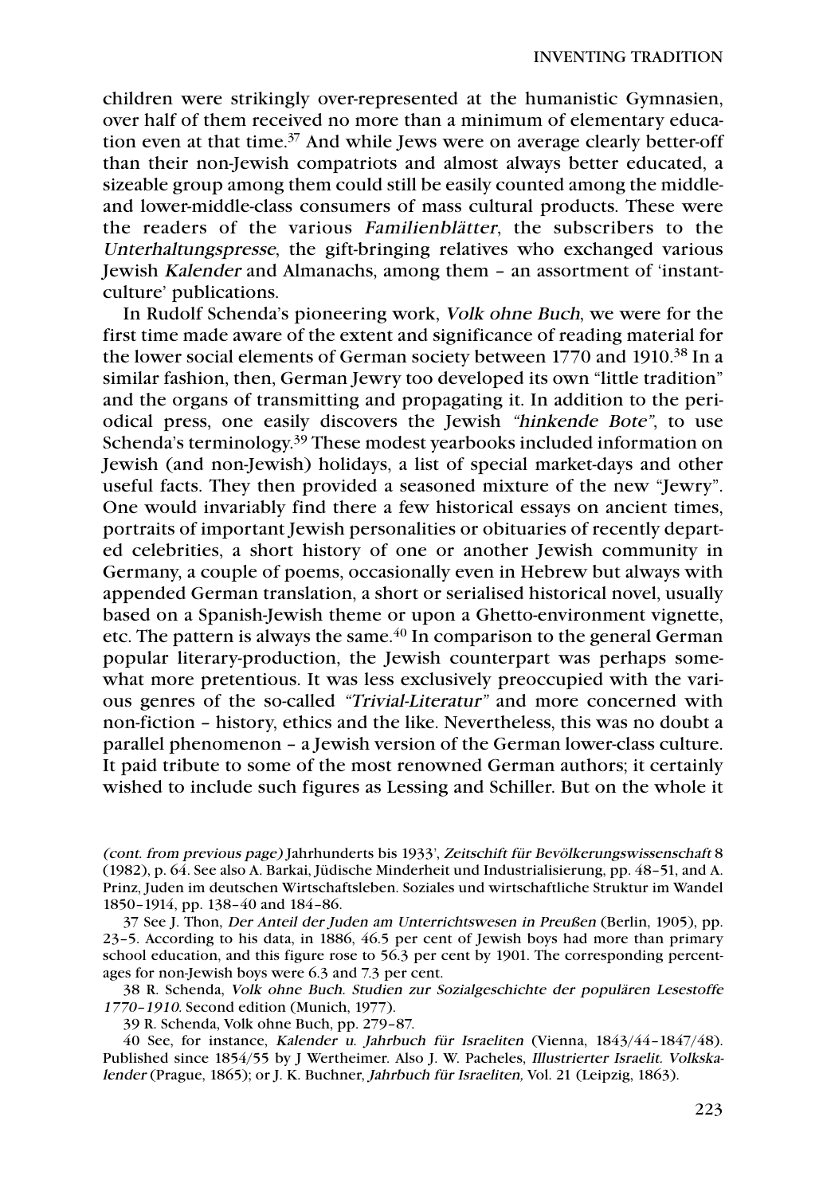children were strikingly over-represented at the humanistic Gymnasien, over half of them received no more than a minimum of elementary education even at that time.[37] And while Jews were on average clearly better-off than their non-Jewish compatriots and almost always better educated, a sizeable group among them could still be easily counted among the middle- and lower-middle-class consumers of mass cultural products. These were the readers of the various *Familienblätter*, the subscribers to the *Unterhaltungspresse*, the gift-bringing relatives who exchanged various Jewish *Kalender* and Almanachs, among them – an assortment of 'instant-culture' publications.

In Rudolf Schenda's pioneering work, *Volk ohne Buch*, we were for the first time made aware of the extent and significance of reading material for the lower social elements of German society between 1770 and 1910.[38] In a similar fashion, then, German Jewry too developed its own "little tradition" and the organs of transmitting and propagating it. In addition to the periodical press, one easily discovers the Jewish *"hinkende Bote"*, to use Schenda's terminology.[39] These modest yearbooks included information on Jewish (and non-Jewish) holidays, a list of special market-days and other useful facts. They then provided a seasoned mixture of the new "Jewry". One would invariably find there a few historical essays on ancient times, portraits of important Jewish personalities or obituaries of recently departed celebrities, a short history of one or another Jewish community in Germany, a couple of poems, occasionally even in Hebrew but always with appended German translation, a short or serialised historical novel, usually based on a Spanish-Jewish theme or upon a Ghetto-environment vignette, etc. The pattern is always the same.[40] In comparison to the general German popular literary-production, the Jewish counterpart was perhaps somewhat more pretentious. It was less exclusively preoccupied with the various genres of the so-called *"Trivial-Literatur"* and more concerned with non-fiction – history, ethics and the like. Nevertheless, this was no doubt a parallel phenomenon – a Jewish version of the German lower-class culture. It paid tribute to some of the most renowned German authors; it certainly wished to include such figures as Lessing and Schiller. But on the whole it

---

*(cont. from previous page)* Jahrhunderts bis 1933', *Zeitschrift für Bevölkerungswissenschaft* 8 (1982), p. 64. See also A. Barkai, Jüdische Minderheit und Industrialisierung, pp. 48–51, and A. Prinz, Juden im deutschen Wirtschaftsleben. Soziales und wirtschaftliche Struktur im Wandel 1850–1914, pp. 138–40 and 184–86.

37 See J. Thon, *Der Anteil der Juden am Unterrichtswesen in Preußen* (Berlin, 1905), pp. 23–5. According to his data, in 1886, 46.5 per cent of Jewish boys had more than primary school education, and this figure rose to 56.3 per cent by 1901. The corresponding percentages for non-Jewish boys were 6.3 and 7.3 per cent.

38 R. Schenda, *Volk ohne Buch. Studien zur Sozialgeschichte der populären Lesestoffe 1770–1910*. Second edition (Munich, 1977).

39 R. Schenda, Volk ohne Buch, pp. 279–87.

40 See, for instance, *Kalender u. Jahrbuch für Israeliten* (Vienna, 1843/44–1847/48). Published since 1854/55 by J Wertheimer. Also J. W. Pacheles, *Illustrierter Israelit. Volkskalender* (Prague, 1865); or J. K. Buchner, *Jahrbuch für Israeliten,* Vol. 21 (Leipzig, 1863).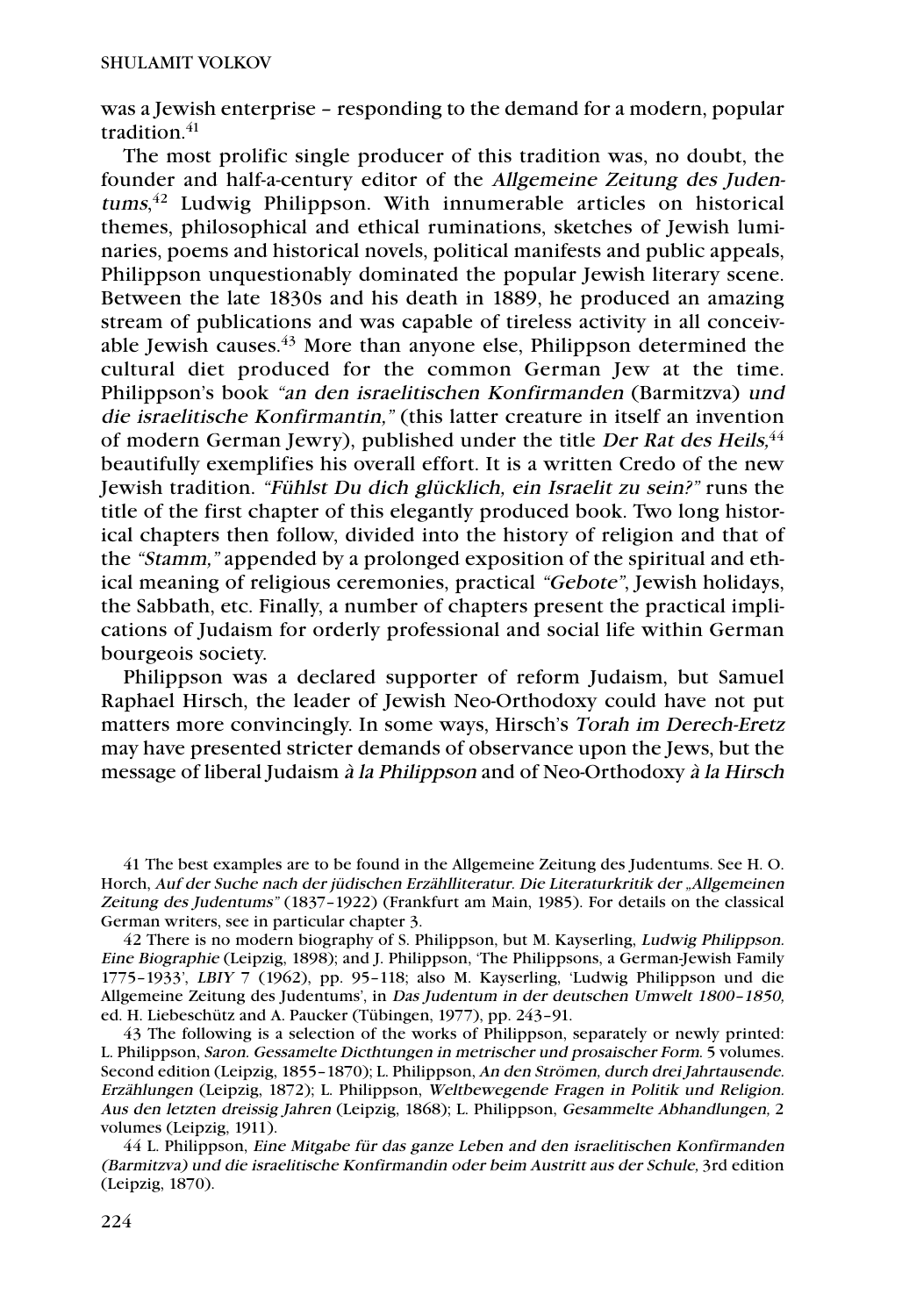was a Jewish enterprise – responding to the demand for a modern, popular tradition.[41]

The most prolific single producer of this tradition was, no doubt, the founder and half-a-century editor of the *Allgemeine Zeitung des Judentums*,[42] Ludwig Philippson. With innumerable articles on historical themes, philosophical and ethical ruminations, sketches of Jewish luminaries, poems and historical novels, political manifests and public appeals, Philippson unquestionably dominated the popular Jewish literary scene. Between the late 1830s and his death in 1889, he produced an amazing stream of publications and was capable of tireless activity in all conceivable Jewish causes.[43] More than anyone else, Philippson determined the cultural diet produced for the common German Jew at the time. Philippson's book *"an den israelitischen Konfirmanden* (Barmitzva) *und die israelitische Konfirmantin,"* (this latter creature in itself an invention of modern German Jewry), published under the title *Der Rat des Heils,*[44] beautifully exemplifies his overall effort. It is a written Credo of the new Jewish tradition. *"Fühlst Du dich glücklich, ein Israelit zu sein?"* runs the title of the first chapter of this elegantly produced book. Two long historical chapters then follow, divided into the history of religion and that of the *"Stamm,"* appended by a prolonged exposition of the spiritual and ethical meaning of religious ceremonies, practical *"Gebote"*, Jewish holidays, the Sabbath, etc. Finally, a number of chapters present the practical implications of Judaism for orderly professional and social life within German bourgeois society.

Philippson was a declared supporter of reform Judaism, but Samuel Raphael Hirsch, the leader of Jewish Neo-Orthodoxy could have not put matters more convincingly. In some ways, Hirsch's *Torah im Derech-Eretz* may have presented stricter demands of observance upon the Jews, but the message of liberal Judaism *à la Philippson* and of Neo-Orthodoxy *à la Hirsch*

41 The best examples are to be found in the Allgemeine Zeitung des Judentums. See H. O. Horch, *Auf der Suche nach der jüdischen Erzählliteratur. Die Literaturkritik der „Allgemeinen Zeitung des Judentums"* (1837–1922) (Frankfurt am Main, 1985). For details on the classical German writers, see in particular chapter 3.

42 There is no modern biography of S. Philippson, but M. Kayserling, *Ludwig Philippson. Eine Biographie* (Leipzig, 1898); and J. Philippson, 'The Philippsons, a German-Jewish Family 1775–1933', *LBIY* 7 (1962), pp. 95–118; also M. Kayserling, 'Ludwig Philippson und die Allgemeine Zeitung des Judentums', in *Das Judentum in der deutschen Umwelt 1800–1850,* ed. H. Liebeschütz and A. Paucker (Tübingen, 1977), pp. 243–91.

43 The following is a selection of the works of Philippson, separately or newly printed: L. Philippson, *Saron. Gessamelte Dicthtungen in metrischer und prosaischer Form.* 5 volumes. Second edition (Leipzig, 1855–1870); L. Philippson, *An den Strömen, durch drei Jahrtausende. Erzählungen* (Leipzig, 1872); L. Philippson, *Weltbewegende Fragen in Politik und Religion. Aus den letzten dreissig Jahren* (Leipzig, 1868); L. Philippson, *Gesammelte Abhandlungen,* 2 volumes (Leipzig, 1911).

44 L. Philippson, *Eine Mitgabe für das ganze Leben and den israelitischen Konfirmanden (Barmitzva) und die israelitische Konfirmandin oder beim Austritt aus der Schule,* 3rd edition (Leipzig, 1870).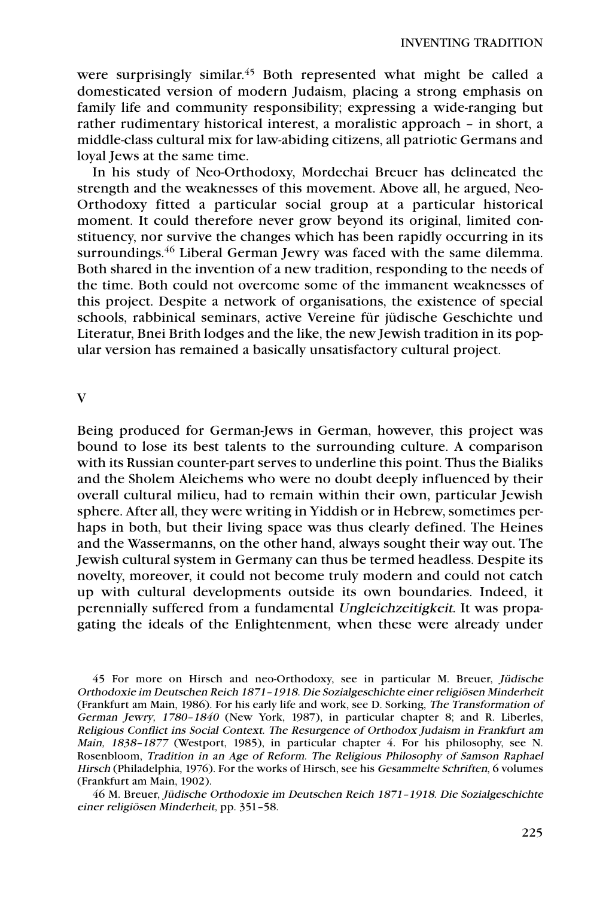were surprisingly similar.[45] Both represented what might be called a domesticated version of modern Judaism, placing a strong emphasis on family life and community responsibility; expressing a wide-ranging but rather rudimentary historical interest, a moralistic approach – in short, a middle-class cultural mix for law-abiding citizens, all patriotic Germans and loyal Jews at the same time.

In his study of Neo-Orthodoxy, Mordechai Breuer has delineated the strength and the weaknesses of this movement. Above all, he argued, Neo-Orthodoxy fitted a particular social group at a particular historical moment. It could therefore never grow beyond its original, limited constituency, nor survive the changes which has been rapidly occurring in its surroundings.[46] Liberal German Jewry was faced with the same dilemma. Both shared in the invention of a new tradition, responding to the needs of the time. Both could not overcome some of the immanent weaknesses of this project. Despite a network of organisations, the existence of special schools, rabbinical seminars, active Vereine für jüdische Geschichte und Literatur, Bnei Brith lodges and the like, the new Jewish tradition in its popular version has remained a basically unsatisfactory cultural project.

## V

Being produced for German-Jews in German, however, this project was bound to lose its best talents to the surrounding culture. A comparison with its Russian counter-part serves to underline this point. Thus the Bialiks and the Sholem Aleichems who were no doubt deeply influenced by their overall cultural milieu, had to remain within their own, particular Jewish sphere. After all, they were writing in Yiddish or in Hebrew, sometimes perhaps in both, but their living space was thus clearly defined. The Heines and the Wassermanns, on the other hand, always sought their way out. The Jewish cultural system in Germany can thus be termed headless. Despite its novelty, moreover, it could not become truly modern and could not catch up with cultural developments outside its own boundaries. Indeed, it perennially suffered from a fundamental *Ungleichzeitigkeit*. It was propagating the ideals of the Enlightenment, when these were already under

45 For more on Hirsch and neo-Orthodoxy, see in particular M. Breuer, *Jüdische Orthodoxie im Deutschen Reich 1871–1918. Die Sozialgeschichte einer religiösen Minderheit* (Frankfurt am Main, 1986). For his early life and work, see D. Sorking, *The Transformation of German Jewry, 1780–1840* (New York, 1987), in particular chapter 8; and R. Liberles, *Religious Conflict ins Social Context. The Resurgence of Orthodox Judaism in Frankfurt am Main, 1838–1877* (Westport, 1985), in particular chapter 4. For his philosophy, see N. Rosenbloom, *Tradition in an Age of Reform. The Religious Philosophy of Samson Raphael Hirsch* (Philadelphia, 1976). For the works of Hirsch, see his *Gesammelte Schriften*, 6 volumes (Frankfurt am Main, 1902).

46 M. Breuer, *Jüdische Orthodoxie im Deutschen Reich 1871–1918. Die Sozialgeschichte einer religiösen Minderheit,* pp. 351–58.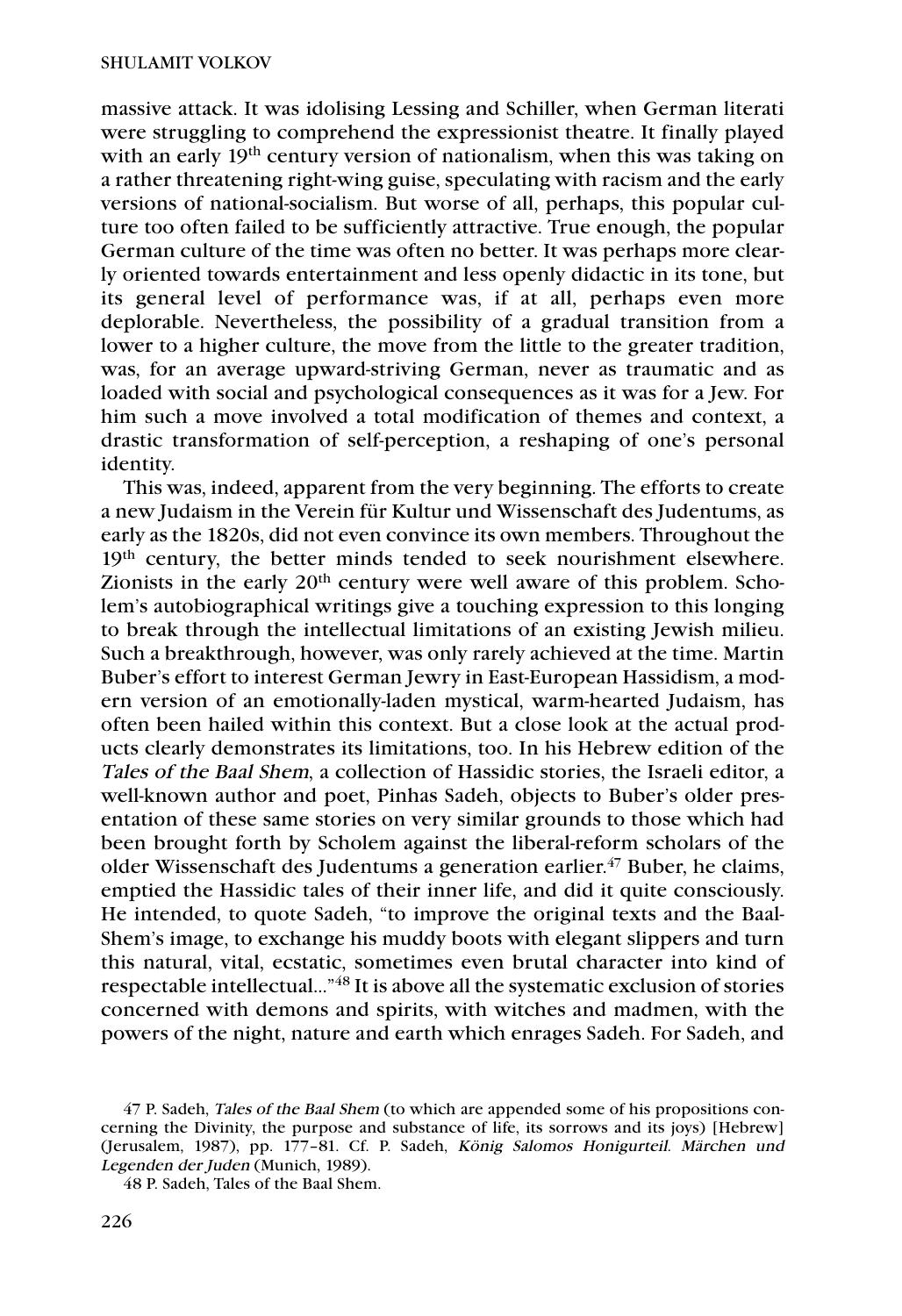massive attack. It was idolising Lessing and Schiller, when German literati were struggling to comprehend the expressionist theatre. It finally played with an early 19th century version of nationalism, when this was taking on a rather threatening right-wing guise, speculating with racism and the early versions of national-socialism. But worse of all, perhaps, this popular culture too often failed to be sufficiently attractive. True enough, the popular German culture of the time was often no better. It was perhaps more clearly oriented towards entertainment and less openly didactic in its tone, but its general level of performance was, if at all, perhaps even more deplorable. Nevertheless, the possibility of a gradual transition from a lower to a higher culture, the move from the little to the greater tradition, was, for an average upward-striving German, never as traumatic and as loaded with social and psychological consequences as it was for a Jew. For him such a move involved a total modification of themes and context, a drastic transformation of self-perception, a reshaping of one's personal identity.

This was, indeed, apparent from the very beginning. The efforts to create a new Judaism in the Verein für Kultur und Wissenschaft des Judentums, as early as the 1820s, did not even convince its own members. Throughout the 19th century, the better minds tended to seek nourishment elsewhere. Zionists in the early 20th century were well aware of this problem. Scholem's autobiographical writings give a touching expression to this longing to break through the intellectual limitations of an existing Jewish milieu. Such a breakthrough, however, was only rarely achieved at the time. Martin Buber's effort to interest German Jewry in East-European Hassidism, a modern version of an emotionally-laden mystical, warm-hearted Judaism, has often been hailed within this context. But a close look at the actual products clearly demonstrates its limitations, too. In his Hebrew edition of the *Tales of the Baal Shem*, a collection of Hassidic stories, the Israeli editor, a well-known author and poet, Pinhas Sadeh, objects to Buber's older presentation of these same stories on very similar grounds to those which had been brought forth by Scholem against the liberal-reform scholars of the older Wissenschaft des Judentums a generation earlier.[47] Buber, he claims, emptied the Hassidic tales of their inner life, and did it quite consciously. He intended, to quote Sadeh, "to improve the original texts and the Baal-Shem's image, to exchange his muddy boots with elegant slippers and turn this natural, vital, ecstatic, sometimes even brutal character into kind of respectable intellectual..."[48] It is above all the systematic exclusion of stories concerned with demons and spirits, with witches and madmen, with the powers of the night, nature and earth which enrages Sadeh. For Sadeh, and

---

47 P. Sadeh, *Tales of the Baal Shem* (to which are appended some of his propositions concerning the Divinity, the purpose and substance of life, its sorrows and its joys) [Hebrew] (Jerusalem, 1987), pp. 177–81. Cf. P. Sadeh, *König Salomos Honigurteil. Märchen und Legenden der Juden* (Munich, 1989).

48 P. Sadeh, Tales of the Baal Shem.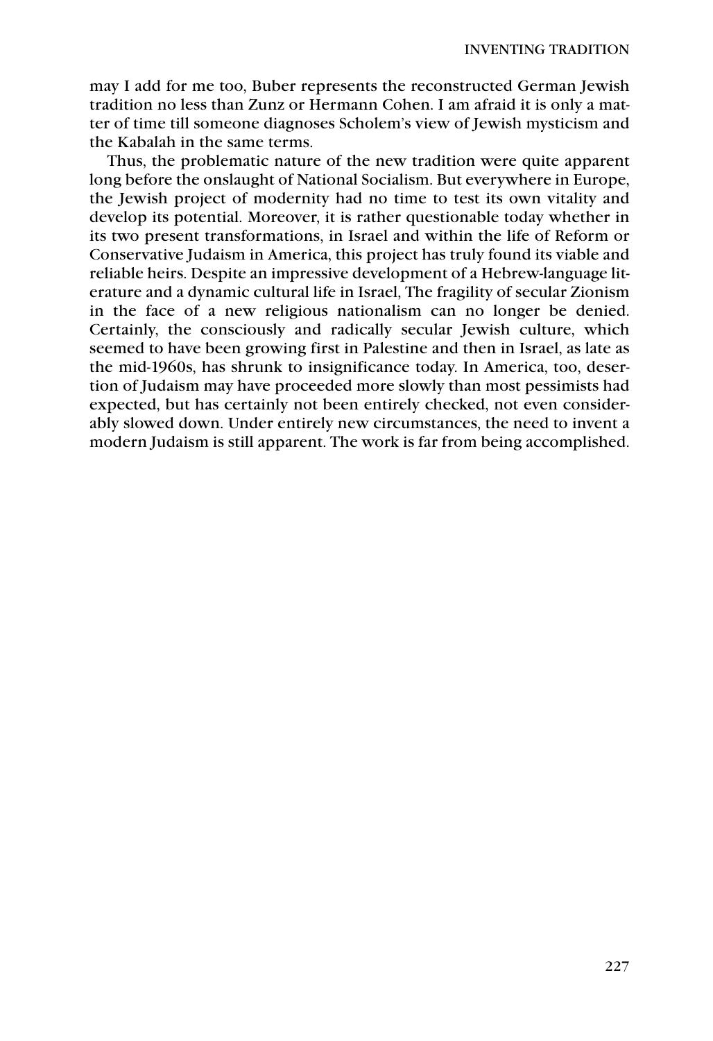may I add for me too, Buber represents the reconstructed German Jewish tradition no less than Zunz or Hermann Cohen. I am afraid it is only a matter of time till someone diagnoses Scholem's view of Jewish mysticism and the Kabalah in the same terms.

Thus, the problematic nature of the new tradition were quite apparent long before the onslaught of National Socialism. But everywhere in Europe, the Jewish project of modernity had no time to test its own vitality and develop its potential. Moreover, it is rather questionable today whether in its two present transformations, in Israel and within the life of Reform or Conservative Judaism in America, this project has truly found its viable and reliable heirs. Despite an impressive development of a Hebrew-language literature and a dynamic cultural life in Israel, The fragility of secular Zionism in the face of a new religious nationalism can no longer be denied. Certainly, the consciously and radically secular Jewish culture, which seemed to have been growing first in Palestine and then in Israel, as late as the mid-1960s, has shrunk to insignificance today. In America, too, desertion of Judaism may have proceeded more slowly than most pessimists had expected, but has certainly not been entirely checked, not even considerably slowed down. Under entirely new circumstances, the need to invent a modern Judaism is still apparent. The work is far from being accomplished.